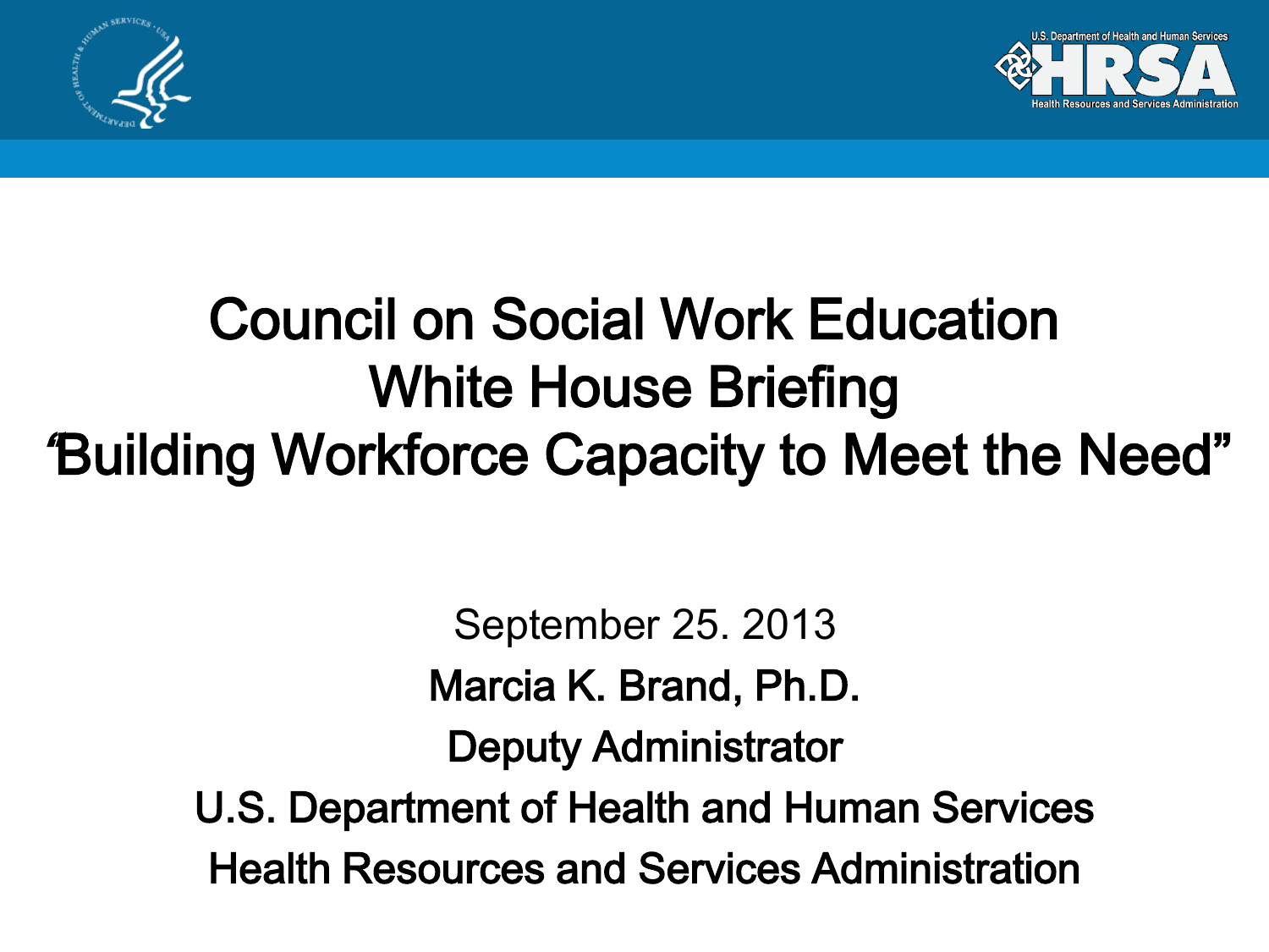# Council on Social Work Education White House Briefing "Building Workforce Capacity to Meet the Need"

September 25. 2013

**Marcia K. Brand, Ph.D.**

**Deputy Administrator**

**U.S. Department of Health and Human Services**

**Health Resources and Services Administration**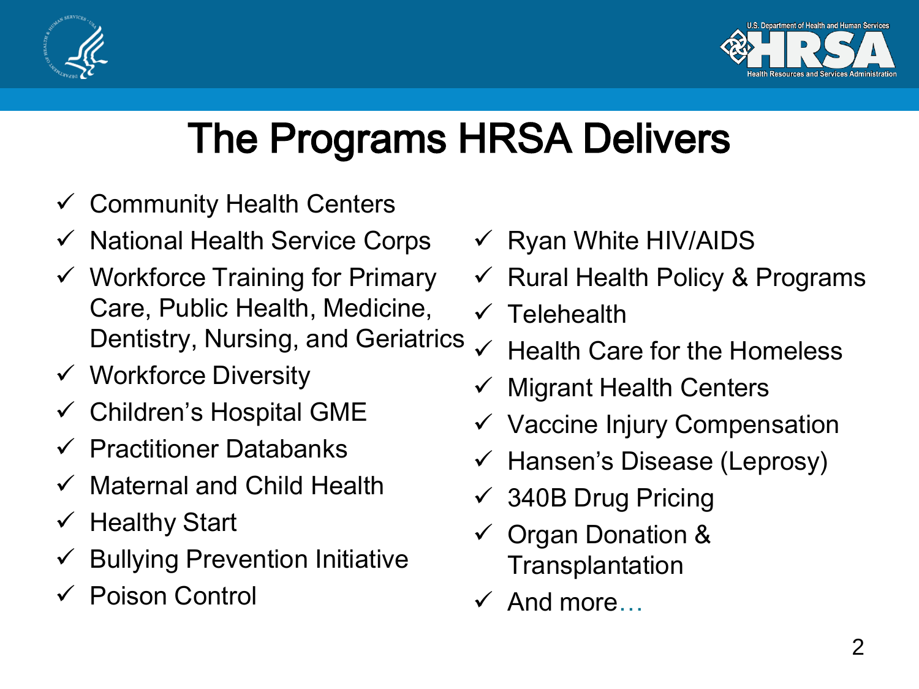# The Programs HRSA Delivers

- ✓ Community Health Centers
- ✓ National Health Service Corps
- ✓ Workforce Training for Primary Care, Public Health, Medicine, Dentistry, Nursing, and Geriatrics
- ✓ Workforce Diversity
- ✓ Children's Hospital GME
- ✓ Practitioner Databanks
- ✓ Maternal and Child Health
- ✓ Healthy Start
- ✓ Bullying Prevention Initiative
- ✓ Poison Control
- ✓ Ryan White HIV/AIDS
- ✓ Rural Health Policy & Programs
- ✓ Telehealth
- ✓ Health Care for the Homeless
- ✓ Migrant Health Centers
- ✓ Vaccine Injury Compensation
- ✓ Hansen's Disease (Leprosy)
- ✓ 340B Drug Pricing
- ✓ Organ Donation & Transplantation
- ✓ And more…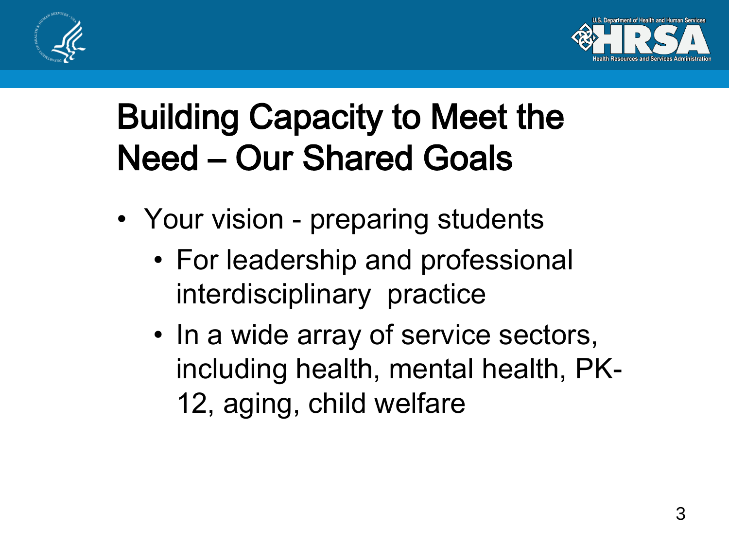# Building Capacity to Meet the Need – Our Shared Goals

- Your vision - preparing students
  - For leadership and professional interdisciplinary practice
  - In a wide array of service sectors, including health, mental health, PK-12, aging, child welfare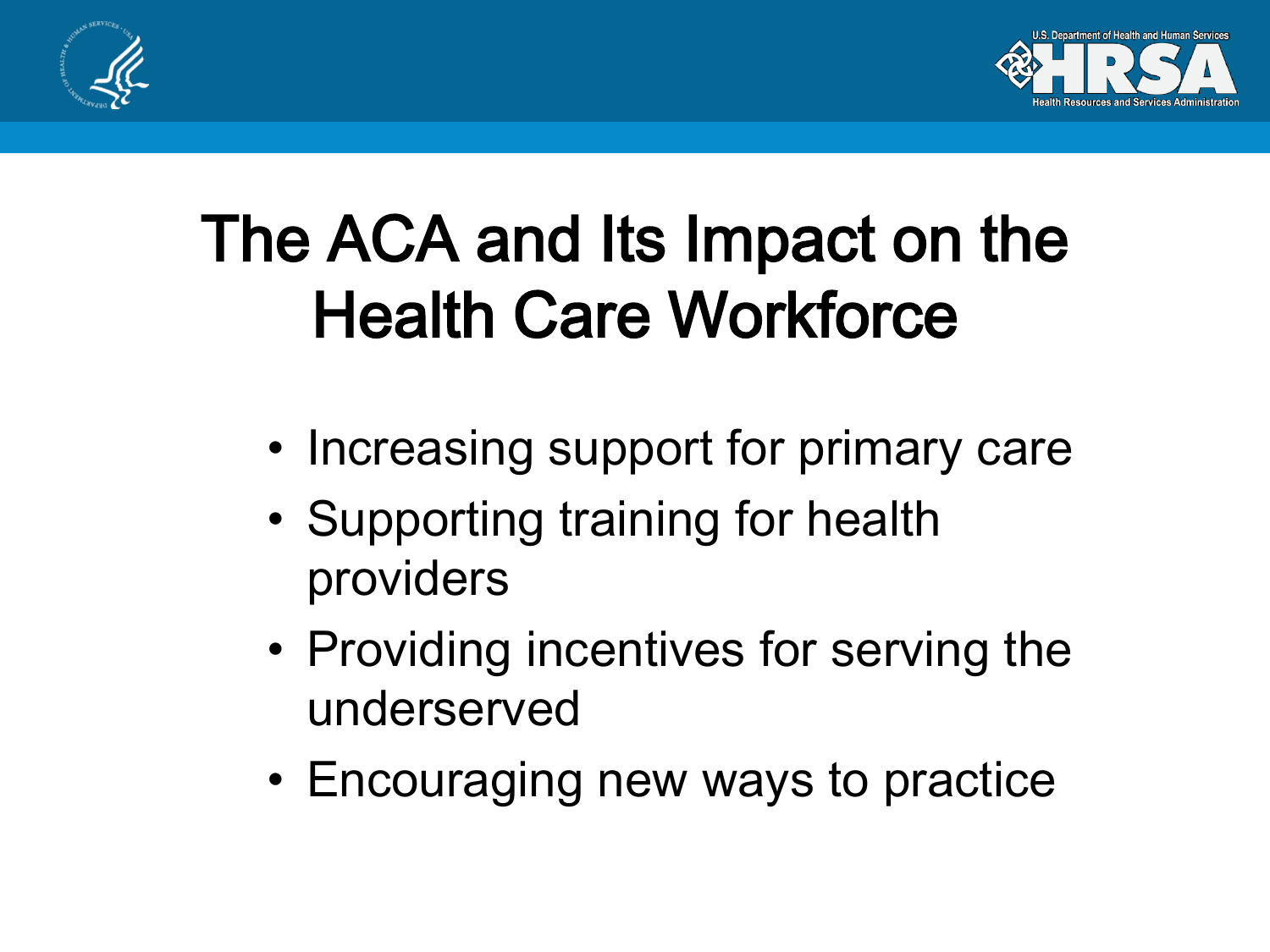# The ACA and Its Impact on the Health Care Workforce

- Increasing support for primary care
- Supporting training for health providers
- Providing incentives for serving the underserved
- Encouraging new ways to practice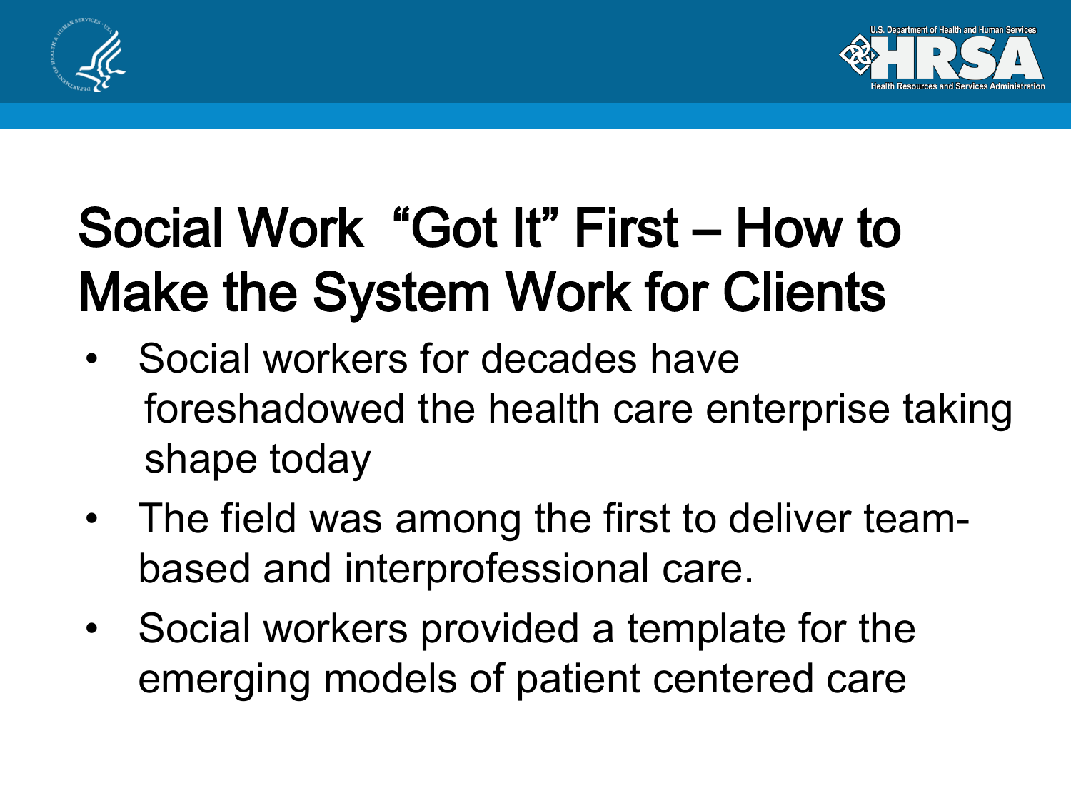# Social Work "Got It" First – How to Make the System Work for Clients

- Social workers for decades have foreshadowed the health care enterprise taking shape today
- The field was among the first to deliver team-based and interprofessional care.
- Social workers provided a template for the emerging models of patient centered care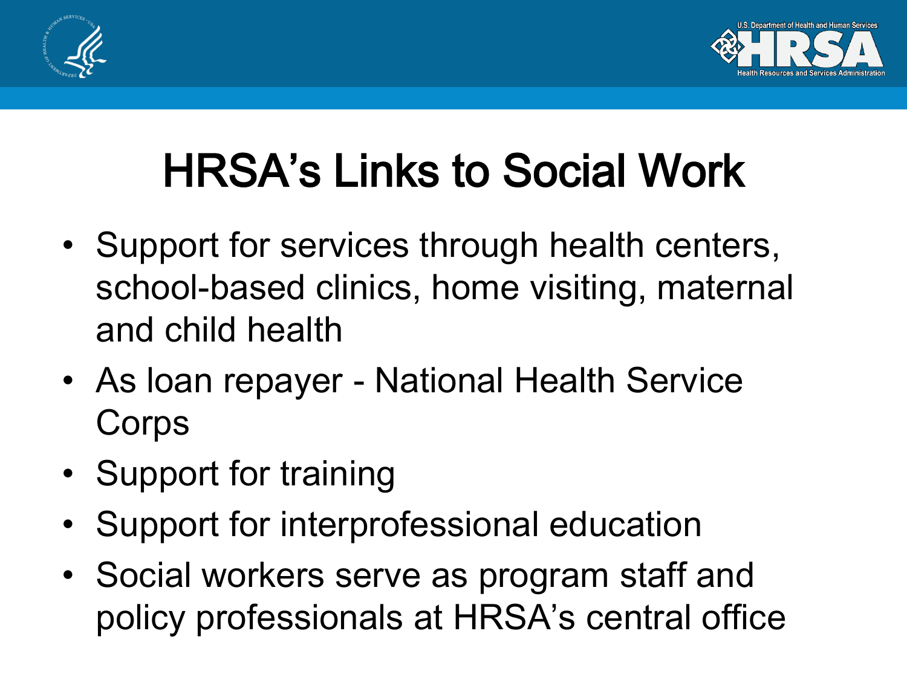# HRSA's Links to Social Work

- Support for services through health centers, school-based clinics, home visiting, maternal and child health
- As loan repayer - National Health Service Corps
- Support for training
- Support for interprofessional education
- Social workers serve as program staff and policy professionals at HRSA's central office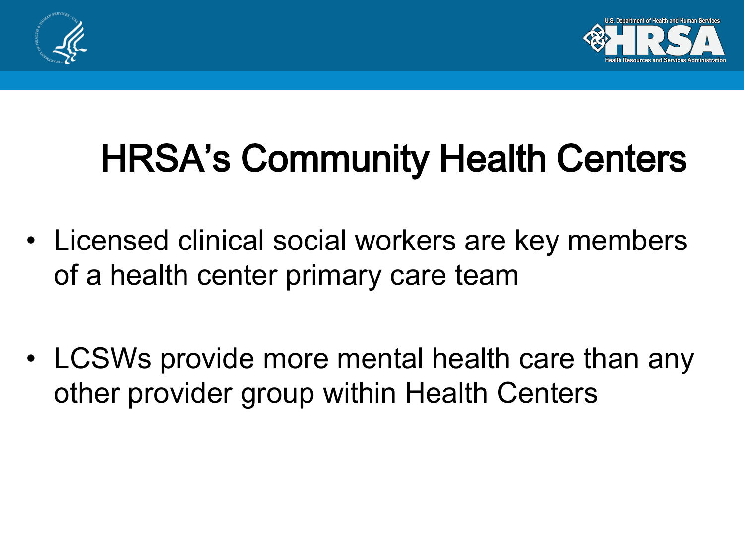# HRSA's Community Health Centers

- Licensed clinical social workers are key members of a health center primary care team

- LCSWs provide more mental health care than any other provider group within Health Centers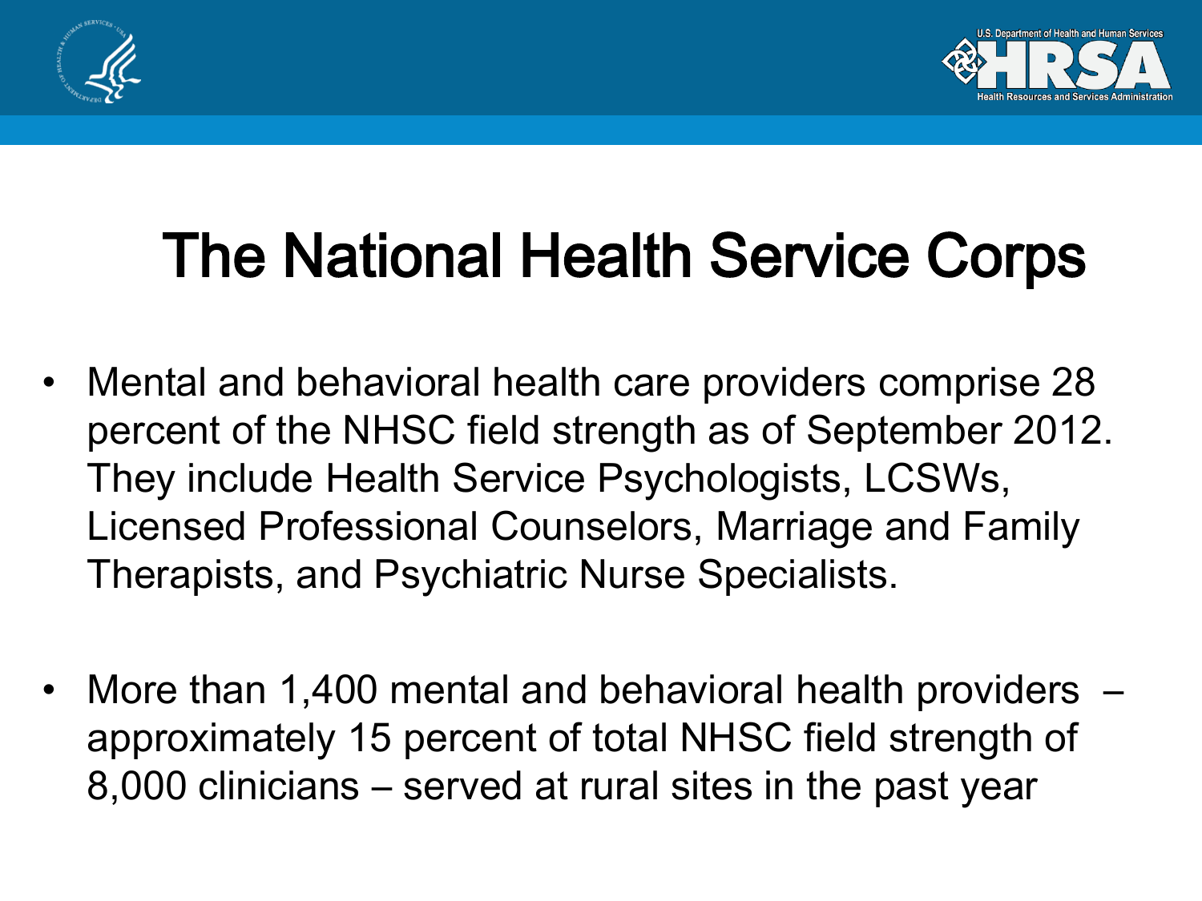# The National Health Service Corps

- Mental and behavioral health care providers comprise 28 percent of the NHSC field strength as of September 2012. They include Health Service Psychologists, LCSWs, Licensed Professional Counselors, Marriage and Family Therapists, and Psychiatric Nurse Specialists.

- More than 1,400 mental and behavioral health providers – approximately 15 percent of total NHSC field strength of 8,000 clinicians – served at rural sites in the past year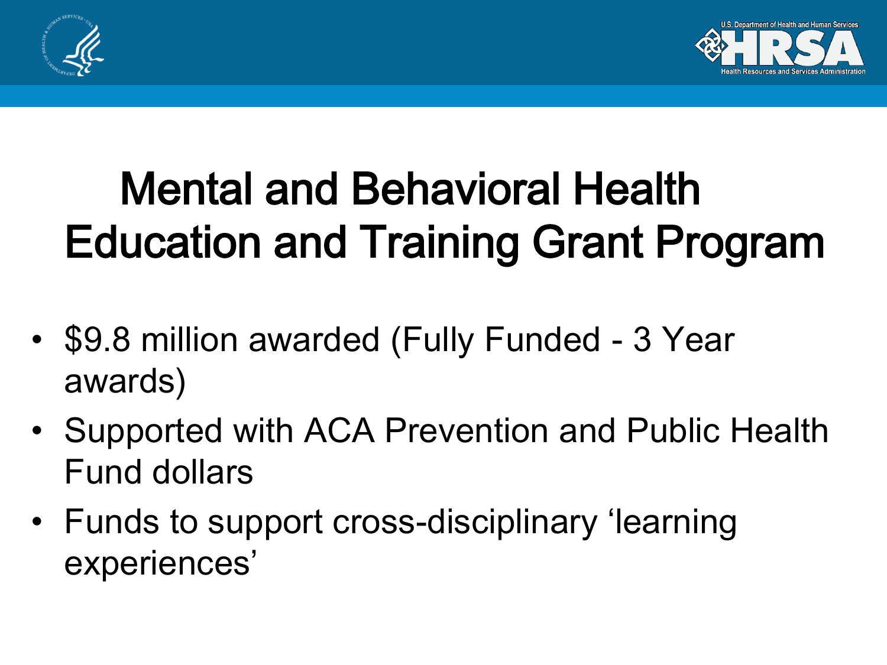# Mental and Behavioral Health Education and Training Grant Program

- $9.8 million awarded (Fully Funded - 3 Year awards)
- Supported with ACA Prevention and Public Health Fund dollars
- Funds to support cross-disciplinary 'learning experiences'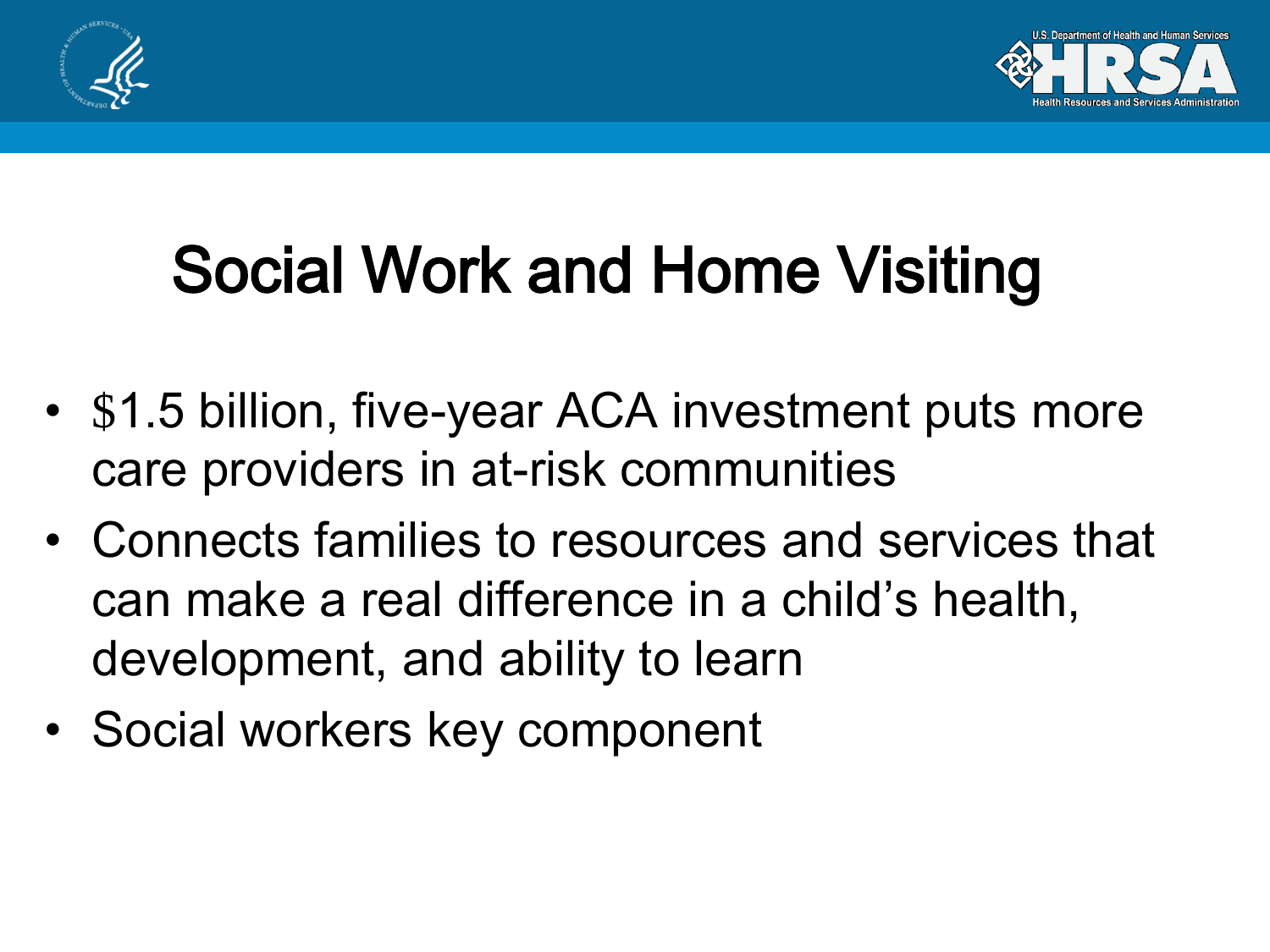# Social Work and Home Visiting

- $1.5 billion, five-year ACA investment puts more care providers in at-risk communities
- Connects families to resources and services that can make a real difference in a child's health, development, and ability to learn
- Social workers key component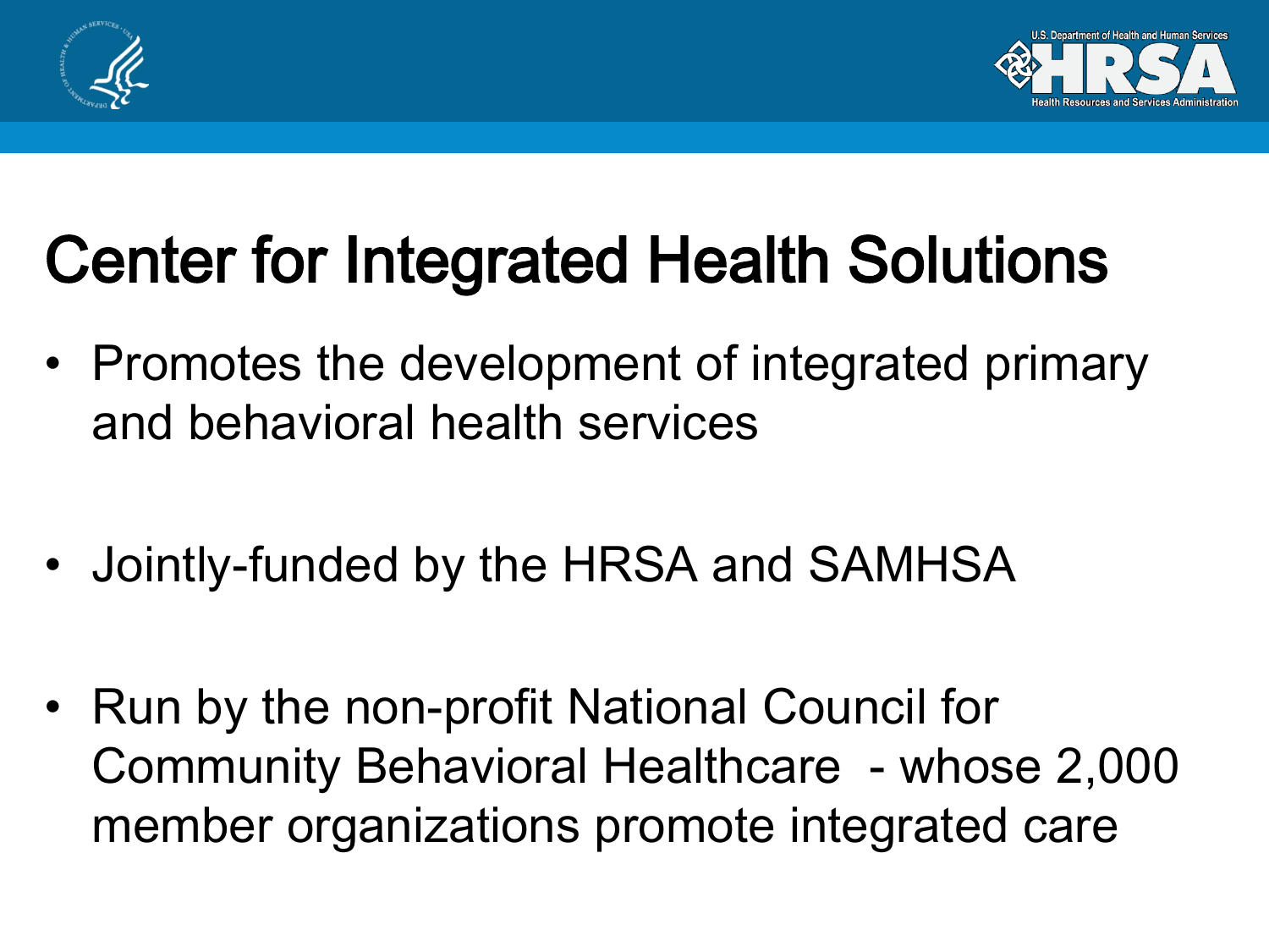# Center for Integrated Health Solutions

- Promotes the development of integrated primary and behavioral health services
- Jointly-funded by the HRSA and SAMHSA
- Run by the non-profit National Council for Community Behavioral Healthcare - whose 2,000 member organizations promote integrated care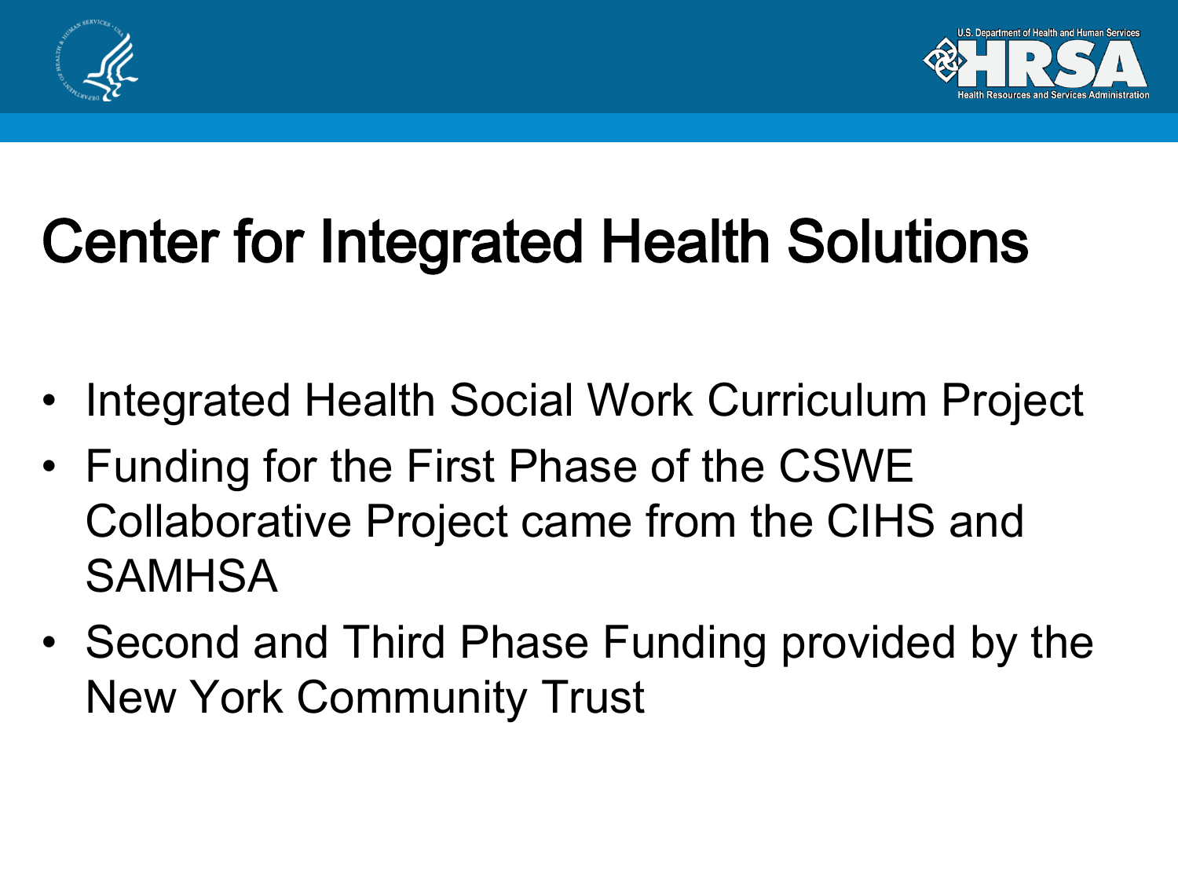# Center for Integrated Health Solutions

- Integrated Health Social Work Curriculum Project
- Funding for the First Phase of the CSWE Collaborative Project came from the CIHS and SAMHSA
- Second and Third Phase Funding provided by the New York Community Trust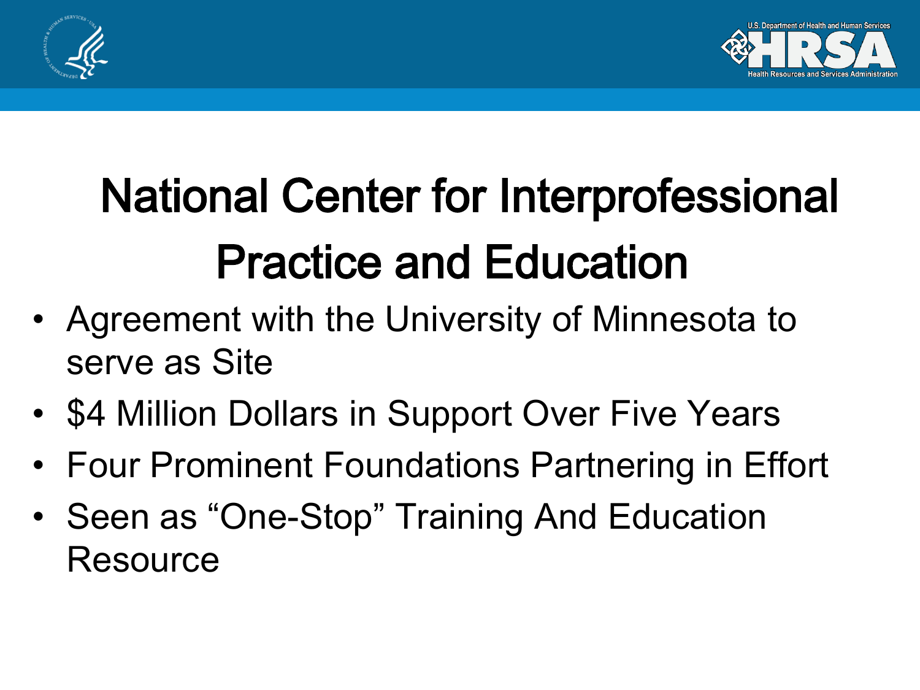# National Center for Interprofessional Practice and Education

- Agreement with the University of Minnesota to serve as Site
- $4 Million Dollars in Support Over Five Years
- Four Prominent Foundations Partnering in Effort
- Seen as "One-Stop" Training And Education Resource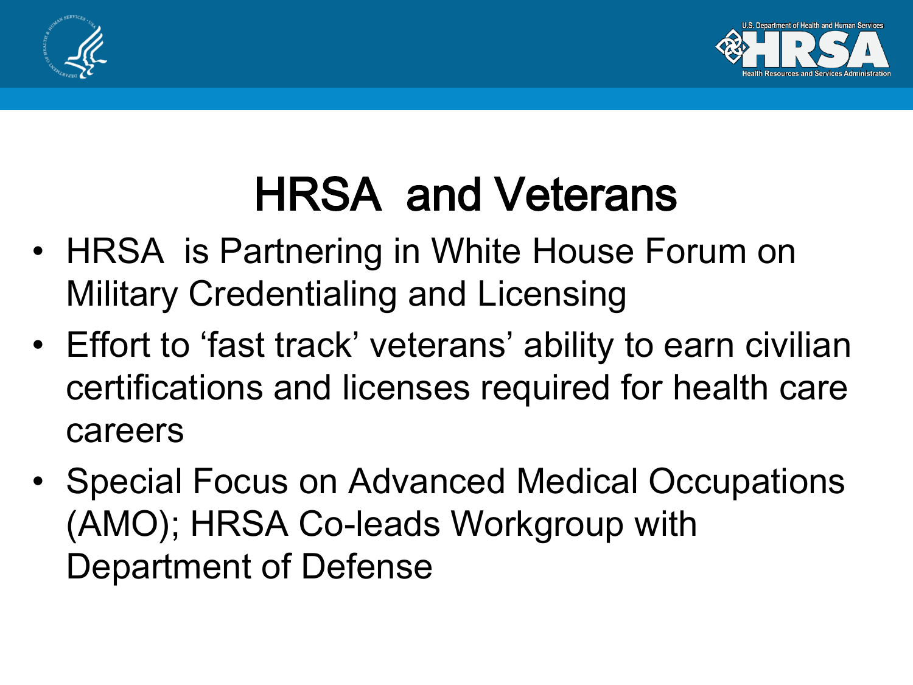# HRSA and Veterans

- HRSA is Partnering in White House Forum on Military Credentialing and Licensing
- Effort to 'fast track' veterans' ability to earn civilian certifications and licenses required for health care careers
- Special Focus on Advanced Medical Occupations (AMO); HRSA Co-leads Workgroup with Department of Defense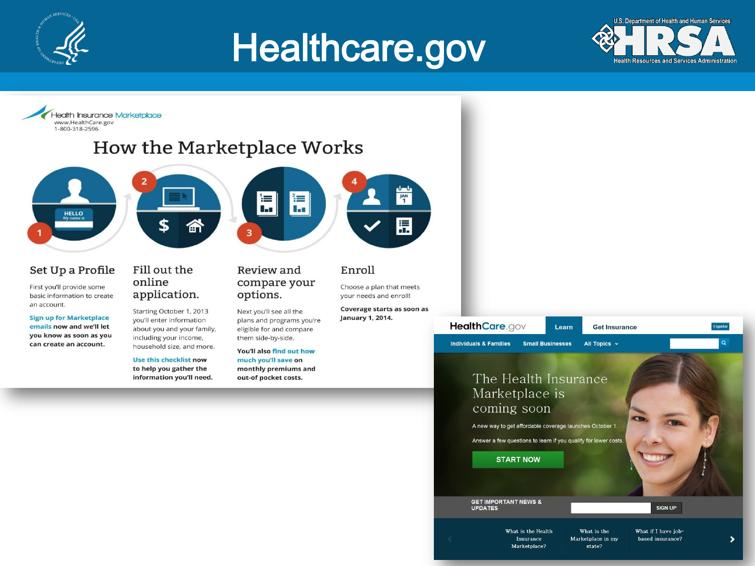# Healthcare.gov

U.S. Department of Health and Human Services
HRSA
Health Resources and Services Administration

Health Insurance Marketplace
www.HealthCare.gov
1-800-318-2596

## How the Marketplace Works

### 1. Set Up a Profile

First you'll provide some basic information to create an account.

**Sign up for Marketplace emails now and we'll let you know as soon as you can create an account.**

### 2. Fill out the online application.

Starting October 1, 2013 you'll enter information about you and your family, including your income, household size, and more.

**Use this checklist now to help you gather the information you'll need.**

### 3. Review and compare your options.

Next you'll see all the plans and programs you're eligible for and compare them side-by-side.

**You'll also find out how much you'll save on monthly premiums and out-of pocket costs.**

### 4. Enroll

Choose a plan that meets your needs and enroll!

**Coverage starts as soon as January 1, 2014.**

---

HealthCare.gov | Learn | Get Insurance | Español

Individuals & Families | Small Businesses | All Topics

The Health Insurance Marketplace is coming soon

A new way to get affordable coverage launches October 1.

Answer a few questions to learn if you qualify for lower costs.

START NOW

GET IMPORTANT NEWS & UPDATES — SIGN UP

What is the Health Insurance Marketplace? | What is the Marketplace in my state? | What if I have job-based insurance?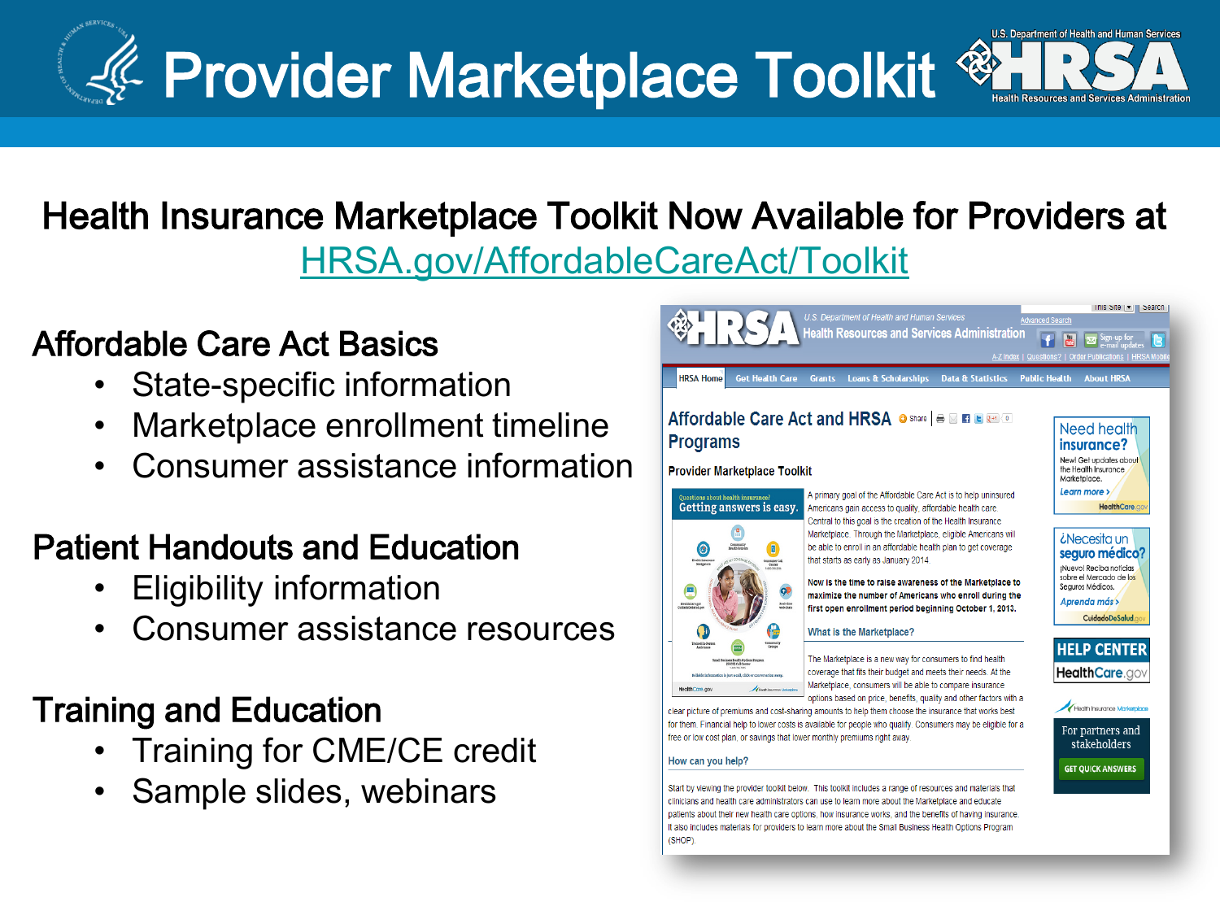# Provider Marketplace Toolkit

## Health Insurance Marketplace Toolkit Now Available for Providers at HRSA.gov/AffordableCareAct/Toolkit

### Affordable Care Act Basics

- State-specific information
- Marketplace enrollment timeline
- Consumer assistance information

### Patient Handouts and Education

- Eligibility information
- Consumer assistance resources

### Training and Education

- Training for CME/CE credit
- Sample slides, webinars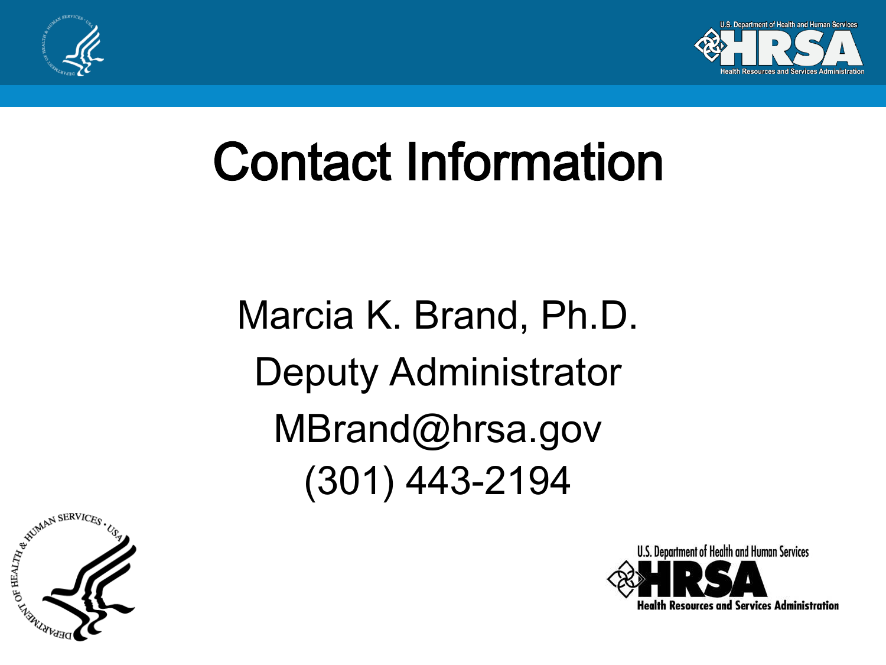# Contact Information

Marcia K. Brand, Ph.D.

Deputy Administrator

MBrand@hrsa.gov

(301) 443-2194